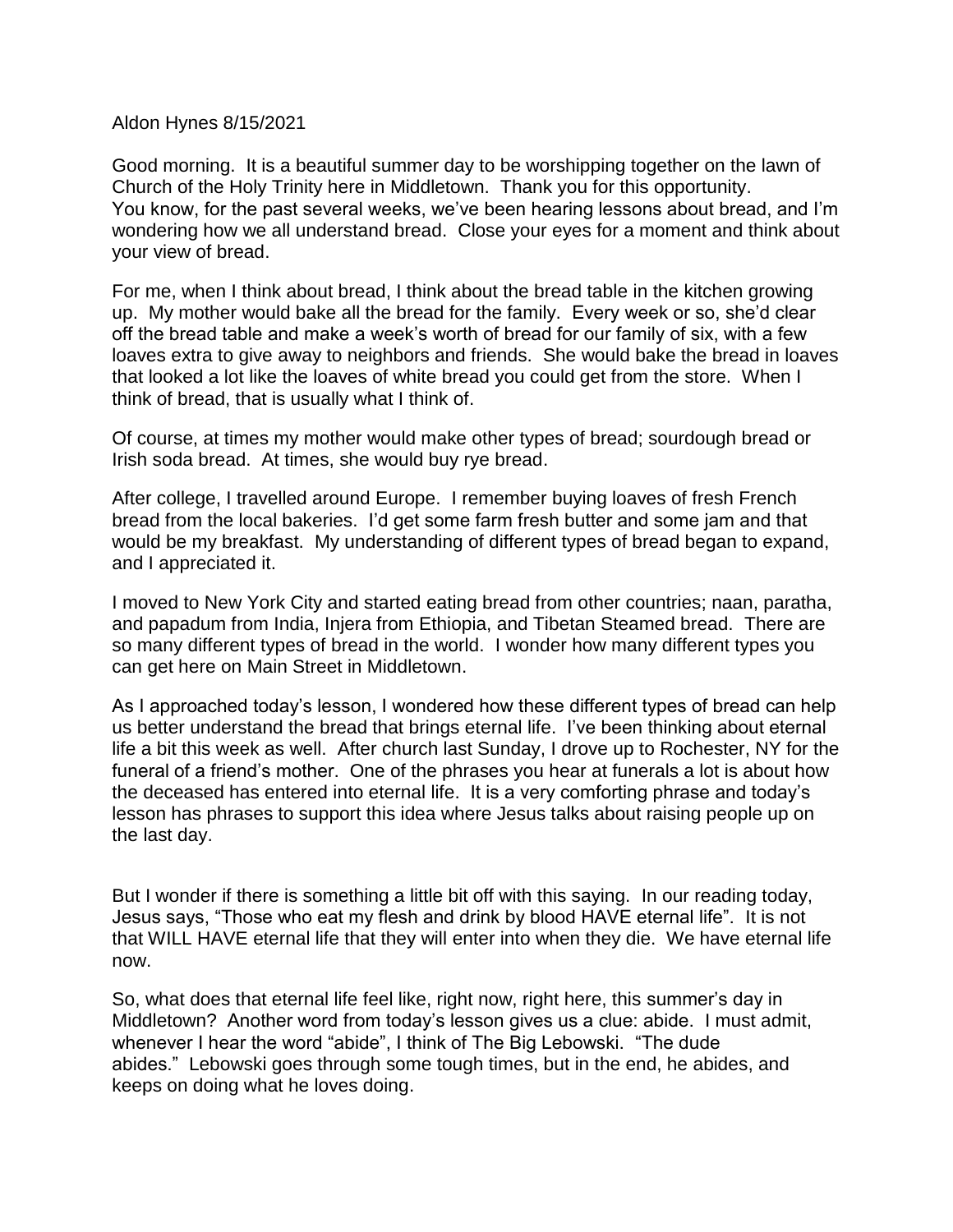Aldon Hynes 8/15/2021

Good morning. It is a beautiful summer day to be worshipping together on the lawn of Church of the Holy Trinity here in Middletown. Thank you for this opportunity.
You know, for the past several weeks, we've been hearing lessons about bread, and I'm wondering how we all understand bread. Close your eyes for a moment and think about your view of bread.

For me, when I think about bread, I think about the bread table in the kitchen growing up. My mother would bake all the bread for the family. Every week or so, she'd clear off the bread table and make a week's worth of bread for our family of six, with a few loaves extra to give away to neighbors and friends. She would bake the bread in loaves that looked a lot like the loaves of white bread you could get from the store. When I think of bread, that is usually what I think of.

Of course, at times my mother would make other types of bread; sourdough bread or Irish soda bread. At times, she would buy rye bread.

After college, I travelled around Europe. I remember buying loaves of fresh French bread from the local bakeries. I'd get some farm fresh butter and some jam and that would be my breakfast. My understanding of different types of bread began to expand, and I appreciated it.

I moved to New York City and started eating bread from other countries; naan, paratha, and papadum from India, Injera from Ethiopia, and Tibetan Steamed bread. There are so many different types of bread in the world. I wonder how many different types you can get here on Main Street in Middletown.

As I approached today's lesson, I wondered how these different types of bread can help us better understand the bread that brings eternal life. I've been thinking about eternal life a bit this week as well. After church last Sunday, I drove up to Rochester, NY for the funeral of a friend's mother. One of the phrases you hear at funerals a lot is about how the deceased has entered into eternal life. It is a very comforting phrase and today's lesson has phrases to support this idea where Jesus talks about raising people up on the last day.

But I wonder if there is something a little bit off with this saying. In our reading today, Jesus says, "Those who eat my flesh and drink by blood HAVE eternal life". It is not that WILL HAVE eternal life that they will enter into when they die. We have eternal life now.

So, what does that eternal life feel like, right now, right here, this summer's day in Middletown? Another word from today's lesson gives us a clue: abide. I must admit, whenever I hear the word "abide", I think of The Big Lebowski. "The dude abides." Lebowski goes through some tough times, but in the end, he abides, and keeps on doing what he loves doing.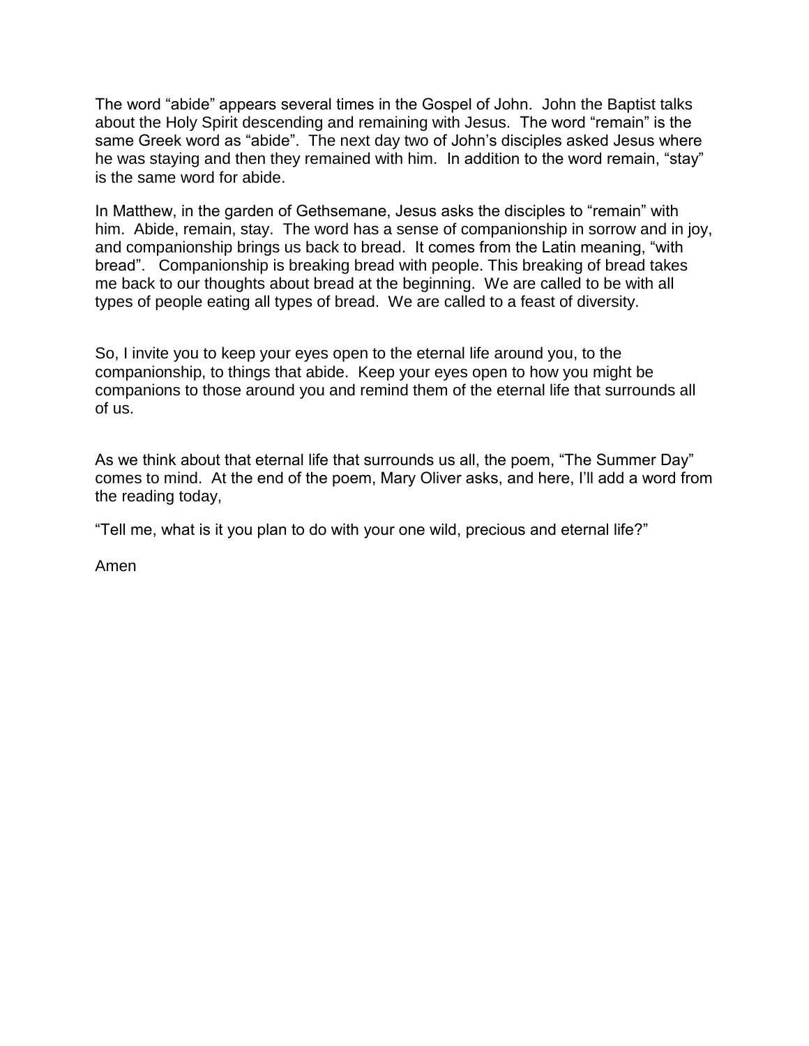The word “abide” appears several times in the Gospel of John. John the Baptist talks about the Holy Spirit descending and remaining with Jesus. The word “remain” is the same Greek word as “abide”. The next day two of John’s disciples asked Jesus where he was staying and then they remained with him. In addition to the word remain, “stay” is the same word for abide.

In Matthew, in the garden of Gethsemane, Jesus asks the disciples to “remain” with him. Abide, remain, stay. The word has a sense of companionship in sorrow and in joy, and companionship brings us back to bread. It comes from the Latin meaning, “with bread”. Companionship is breaking bread with people. This breaking of bread takes me back to our thoughts about bread at the beginning. We are called to be with all types of people eating all types of bread. We are called to a feast of diversity.

So, I invite you to keep your eyes open to the eternal life around you, to the companionship, to things that abide. Keep your eyes open to how you might be companions to those around you and remind them of the eternal life that surrounds all of us.

As we think about that eternal life that surrounds us all, the poem, “The Summer Day” comes to mind. At the end of the poem, Mary Oliver asks, and here, I’ll add a word from the reading today,

“Tell me, what is it you plan to do with your one wild, precious and eternal life?”

Amen